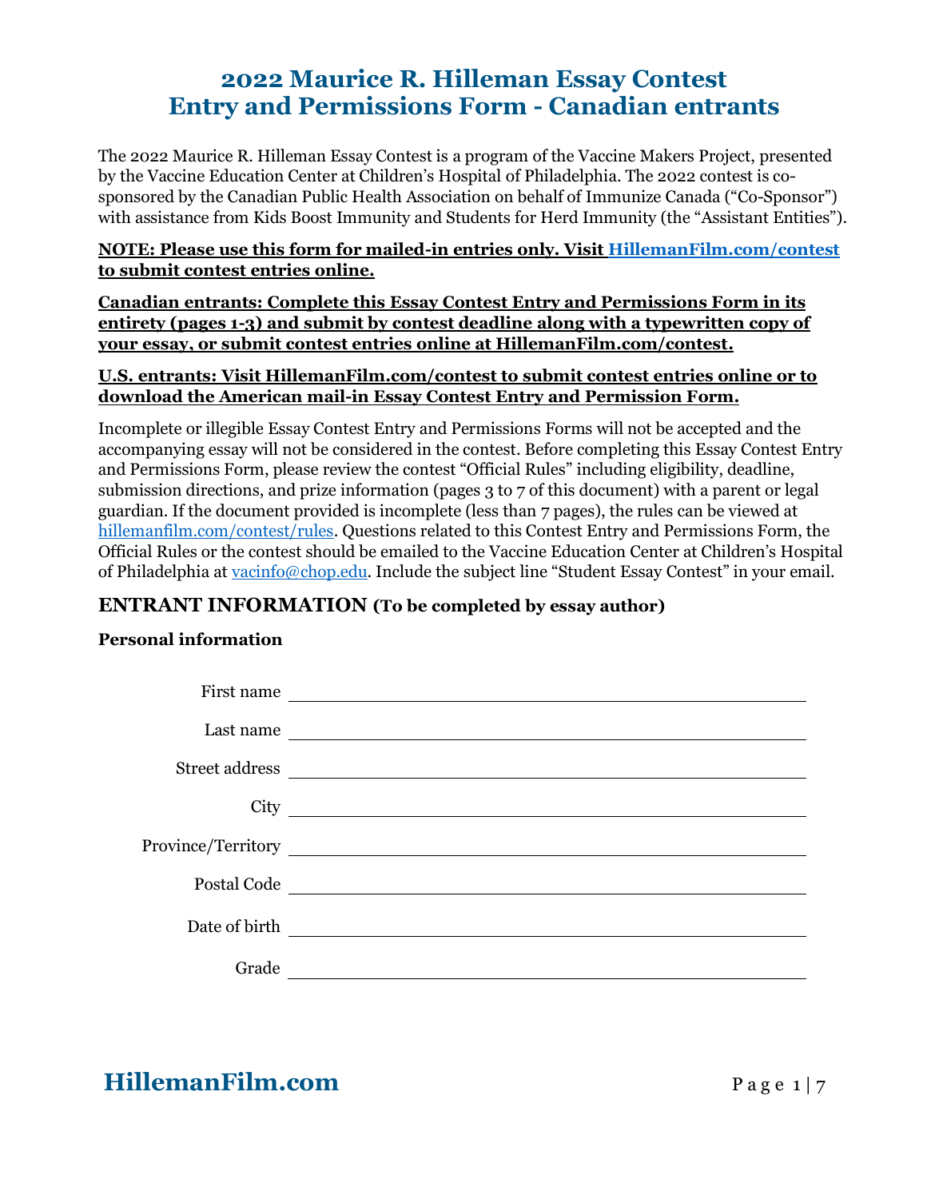# 2022 Maurice R. Hilleman Essay Contest
# Entry and Permissions Form - Canadian entrants

The 2022 Maurice R. Hilleman Essay Contest is a program of the Vaccine Makers Project, presented by the Vaccine Education Center at Children's Hospital of Philadelphia. The 2022 contest is co-sponsored by the Canadian Public Health Association on behalf of Immunize Canada ("Co-Sponsor") with assistance from Kids Boost Immunity and Students for Herd Immunity (the "Assistant Entities").

**NOTE: Please use this form for mailed-in entries only. Visit HillemanFilm.com/contest to submit contest entries online.**

**Canadian entrants: Complete this Essay Contest Entry and Permissions Form in its entirety (pages 1-3) and submit by contest deadline along with a typewritten copy of your essay, or submit contest entries online at HillemanFilm.com/contest.**

**U.S. entrants: Visit HillemanFilm.com/contest to submit contest entries online or to download the American mail-in Essay Contest Entry and Permission Form.**

Incomplete or illegible Essay Contest Entry and Permissions Forms will not be accepted and the accompanying essay will not be considered in the contest. Before completing this Essay Contest Entry and Permissions Form, please review the contest "Official Rules" including eligibility, deadline, submission directions, and prize information (pages 3 to 7 of this document) with a parent or legal guardian. If the document provided is incomplete (less than 7 pages), the rules can be viewed at hillemanfilm.com/contest/rules. Questions related to this Contest Entry and Permissions Form, the Official Rules or the contest should be emailed to the Vaccine Education Center at Children's Hospital of Philadelphia at vacinfo@chop.edu. Include the subject line "Student Essay Contest" in your email.

## ENTRANT INFORMATION (To be completed by essay author)

### Personal information

First name ______________________________

Last name ______________________________

Street address ______________________________

City ______________________________

Province/Territory ______________________________

Postal Code ______________________________

Date of birth ______________________________

Grade ______________________________

**HillemanFilm.com**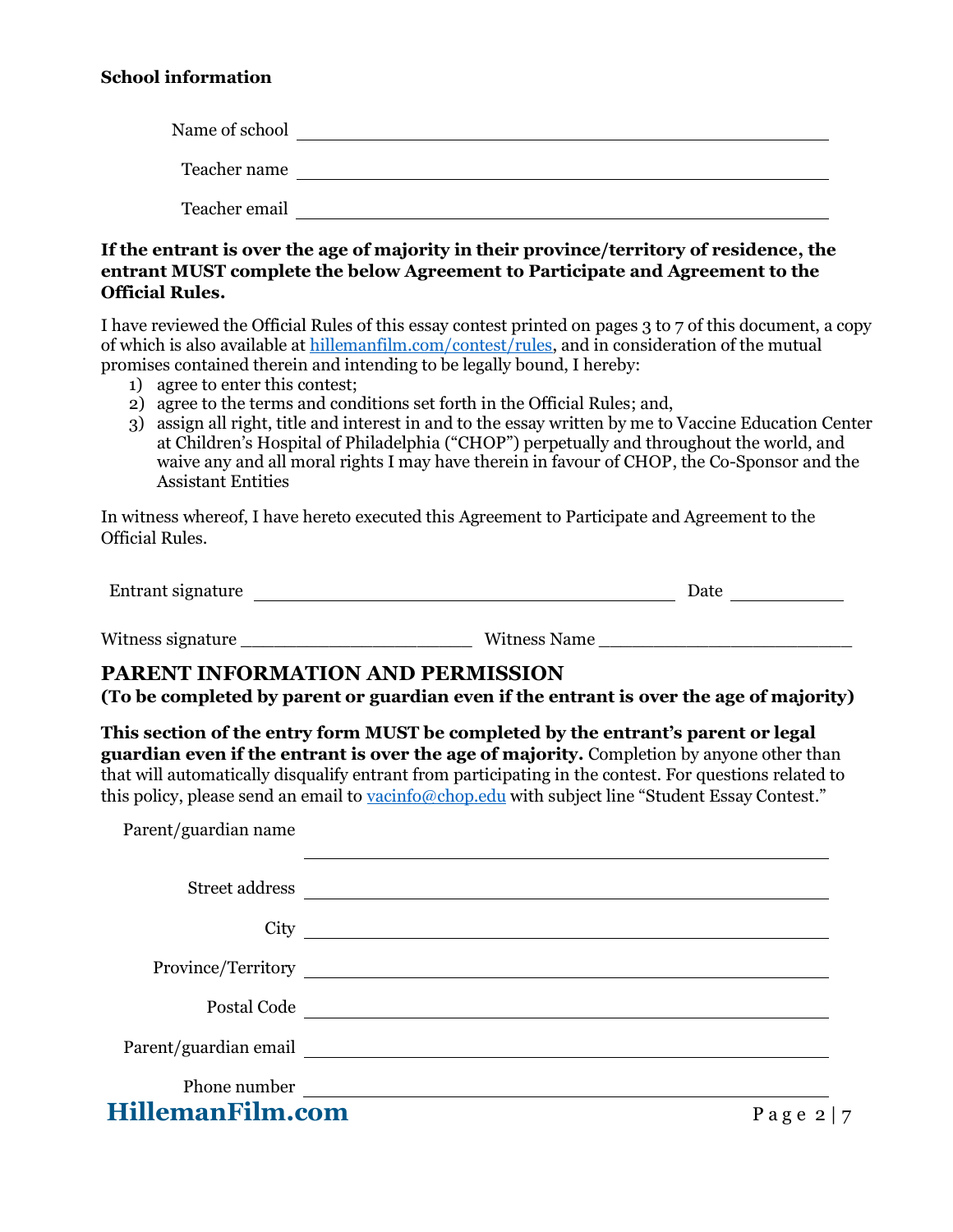**School information**

Name of school ____________________

Teacher name ____________________

Teacher email ____________________

**If the entrant is over the age of majority in their province/territory of residence, the entrant MUST complete the below Agreement to Participate and Agreement to the Official Rules.**

I have reviewed the Official Rules of this essay contest printed on pages 3 to 7 of this document, a copy of which is also available at [hillemanfilm.com/contest/rules](http://hillemanfilm.com/contest/rules), and in consideration of the mutual promises contained therein and intending to be legally bound, I hereby:

1) agree to enter this contest;
2) agree to the terms and conditions set forth in the Official Rules; and,
3) assign all right, title and interest in and to the essay written by me to Vaccine Education Center at Children's Hospital of Philadelphia ("CHOP") perpetually and throughout the world, and waive any and all moral rights I may have therein in favour of CHOP, the Co-Sponsor and the Assistant Entities

In witness whereof, I have hereto executed this Agreement to Participate and Agreement to the Official Rules.

Entrant signature ____________________ Date __________

Witness signature ______________________ Witness Name ________________________

## PARENT INFORMATION AND PERMISSION

**(To be completed by parent or guardian even if the entrant is over the age of majority)**

**This section of the entry form MUST be completed by the entrant's parent or legal guardian even if the entrant is over the age of majority.** Completion by anyone other than that will automatically disqualify entrant from participating in the contest. For questions related to this policy, please send an email to [vacinfo@chop.edu](mailto:vacinfo@chop.edu) with subject line "Student Essay Contest."

Parent/guardian name ____________________

Street address ____________________

City ____________________

Province/Territory ____________________

Postal Code ____________________

Parent/guardian email ____________________

Phone number ____________________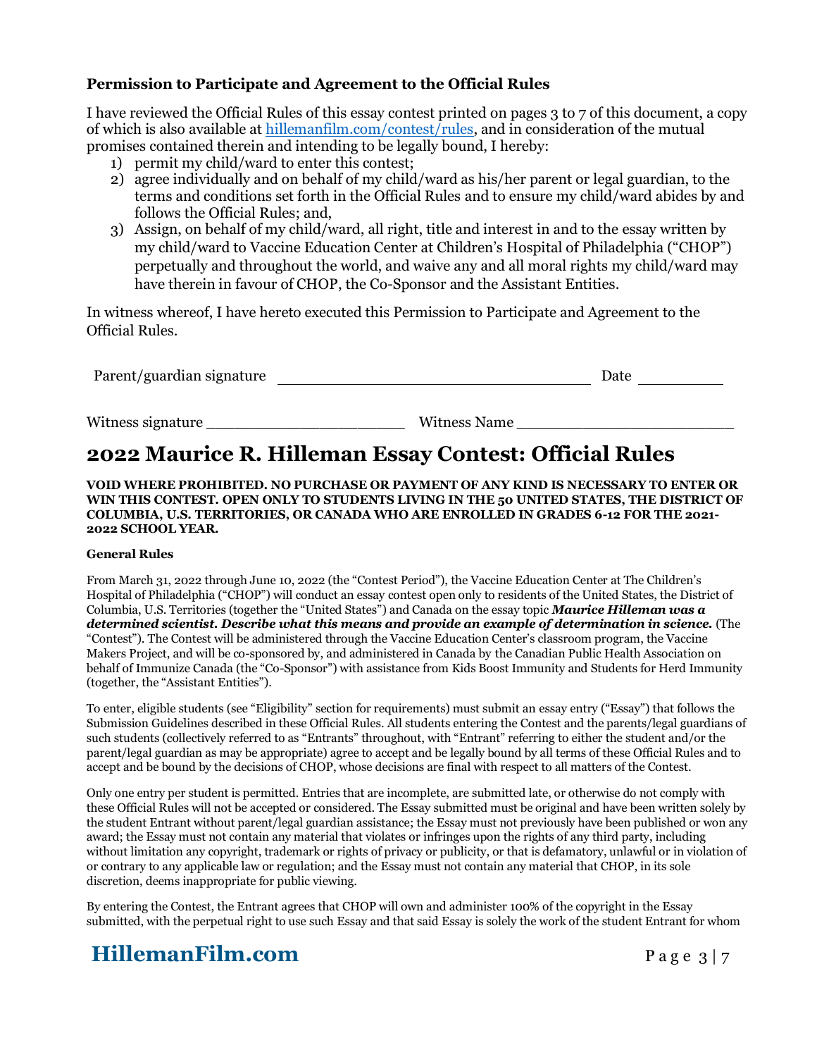**Permission to Participate and Agreement to the Official Rules**

I have reviewed the Official Rules of this essay contest printed on pages 3 to 7 of this document, a copy of which is also available at [hillemanfilm.com/contest/rules](hillemanfilm.com/contest/rules), and in consideration of the mutual promises contained therein and intending to be legally bound, I hereby:

1) permit my child/ward to enter this contest;
2) agree individually and on behalf of my child/ward as his/her parent or legal guardian, to the terms and conditions set forth in the Official Rules and to ensure my child/ward abides by and follows the Official Rules; and,
3) Assign, on behalf of my child/ward, all right, title and interest in and to the essay written by my child/ward to Vaccine Education Center at Children's Hospital of Philadelphia ("CHOP") perpetually and throughout the world, and waive any and all moral rights my child/ward may have therein in favour of CHOP, the Co-Sponsor and the Assistant Entities.

In witness whereof, I have hereto executed this Permission to Participate and Agreement to the Official Rules.

Parent/guardian signature ________________________________ Date __________

Witness signature _____________________ Witness Name _______________________

# 2022 Maurice R. Hilleman Essay Contest: Official Rules

**VOID WHERE PROHIBITED. NO PURCHASE OR PAYMENT OF ANY KIND IS NECESSARY TO ENTER OR WIN THIS CONTEST. OPEN ONLY TO STUDENTS LIVING IN THE 50 UNITED STATES, THE DISTRICT OF COLUMBIA, U.S. TERRITORIES, OR CANADA WHO ARE ENROLLED IN GRADES 6-12 FOR THE 2021-2022 SCHOOL YEAR.**

**General Rules**

From March 31, 2022 through June 10, 2022 (the "Contest Period"), the Vaccine Education Center at The Children's Hospital of Philadelphia ("CHOP") will conduct an essay contest open only to residents of the United States, the District of Columbia, U.S. Territories (together the "United States") and Canada on the essay topic ***Maurice Hilleman was a determined scientist. Describe what this means and provide an example of determination in science.*** (The "Contest"). The Contest will be administered through the Vaccine Education Center's classroom program, the Vaccine Makers Project, and will be co-sponsored by, and administered in Canada by the Canadian Public Health Association on behalf of Immunize Canada (the "Co-Sponsor") with assistance from Kids Boost Immunity and Students for Herd Immunity (together, the "Assistant Entities").

To enter, eligible students (see "Eligibility" section for requirements) must submit an essay entry ("Essay") that follows the Submission Guidelines described in these Official Rules. All students entering the Contest and the parents/legal guardians of such students (collectively referred to as "Entrants" throughout, with "Entrant" referring to either the student and/or the parent/legal guardian as may be appropriate) agree to accept and be legally bound by all terms of these Official Rules and to accept and be bound by the decisions of CHOP, whose decisions are final with respect to all matters of the Contest.

Only one entry per student is permitted. Entries that are incomplete, are submitted late, or otherwise do not comply with these Official Rules will not be accepted or considered. The Essay submitted must be original and have been written solely by the student Entrant without parent/legal guardian assistance; the Essay must not previously have been published or won any award; the Essay must not contain any material that violates or infringes upon the rights of any third party, including without limitation any copyright, trademark or rights of privacy or publicity, or that is defamatory, unlawful or in violation of or contrary to any applicable law or regulation; and the Essay must not contain any material that CHOP, in its sole discretion, deems inappropriate for public viewing.

By entering the Contest, the Entrant agrees that CHOP will own and administer 100% of the copyright in the Essay submitted, with the perpetual right to use such Essay and that said Essay is solely the work of the student Entrant for whom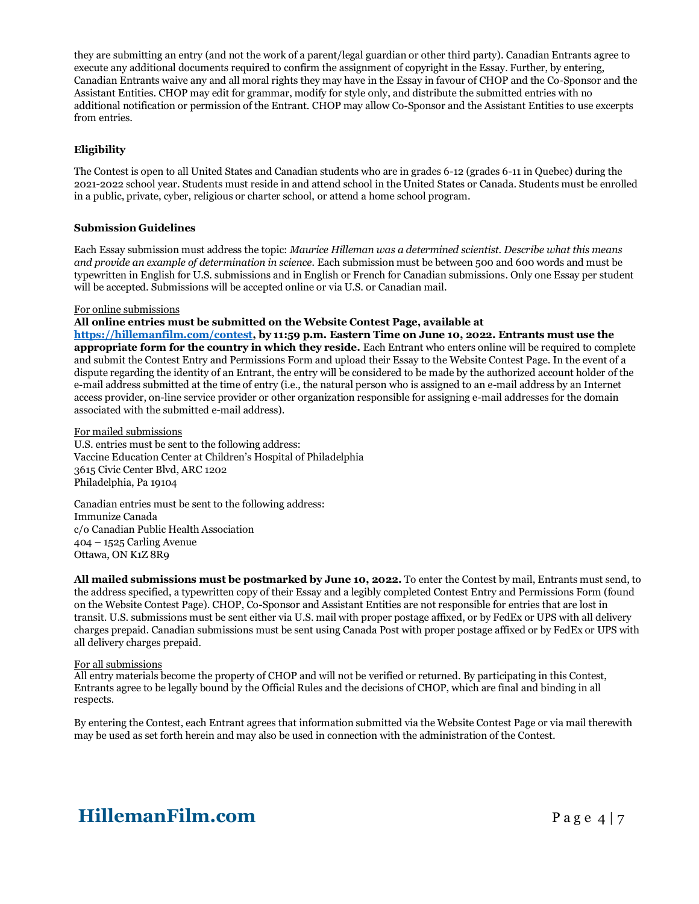they are submitting an entry (and not the work of a parent/legal guardian or other third party). Canadian Entrants agree to execute any additional documents required to confirm the assignment of copyright in the Essay. Further, by entering, Canadian Entrants waive any and all moral rights they may have in the Essay in favour of CHOP and the Co-Sponsor and the Assistant Entities. CHOP may edit for grammar, modify for style only, and distribute the submitted entries with no additional notification or permission of the Entrant. CHOP may allow Co-Sponsor and the Assistant Entities to use excerpts from entries.

**Eligibility**

The Contest is open to all United States and Canadian students who are in grades 6-12 (grades 6-11 in Quebec) during the 2021-2022 school year. Students must reside in and attend school in the United States or Canada. Students must be enrolled in a public, private, cyber, religious or charter school, or attend a home school program.

**Submission Guidelines**

Each Essay submission must address the topic: *Maurice Hilleman was a determined scientist. Describe what this means and provide an example of determination in science.* Each submission must be between 500 and 600 words and must be typewritten in English for U.S. submissions and in English or French for Canadian submissions. Only one Essay per student will be accepted. Submissions will be accepted online or via U.S. or Canadian mail.

<u>For online submissions</u>

**All online entries must be submitted on the Website Contest Page, available at [https://hillemanfilm.com/contest](https://hillemanfilm.com/contest), by 11:59 p.m. Eastern Time on June 10, 2022. Entrants must use the appropriate form for the country in which they reside.** Each Entrant who enters online will be required to complete and submit the Contest Entry and Permissions Form and upload their Essay to the Website Contest Page. In the event of a dispute regarding the identity of an Entrant, the entry will be considered to be made by the authorized account holder of the e-mail address submitted at the time of entry (i.e., the natural person who is assigned to an e-mail address by an Internet access provider, on-line service provider or other organization responsible for assigning e-mail addresses for the domain associated with the submitted e-mail address).

<u>For mailed submissions</u>

U.S. entries must be sent to the following address:
Vaccine Education Center at Children's Hospital of Philadelphia
3615 Civic Center Blvd, ARC 1202
Philadelphia, Pa 19104

Canadian entries must be sent to the following address:
Immunize Canada
c/o Canadian Public Health Association
404 – 1525 Carling Avenue
Ottawa, ON K1Z 8R9

**All mailed submissions must be postmarked by June 10, 2022.** To enter the Contest by mail, Entrants must send, to the address specified, a typewritten copy of their Essay and a legibly completed Contest Entry and Permissions Form (found on the Website Contest Page). CHOP, Co-Sponsor and Assistant Entities are not responsible for entries that are lost in transit. U.S. submissions must be sent either via U.S. mail with proper postage affixed, or by FedEx or UPS with all delivery charges prepaid. Canadian submissions must be sent using Canada Post with proper postage affixed or by FedEx or UPS with all delivery charges prepaid.

<u>For all submissions</u>

All entry materials become the property of CHOP and will not be verified or returned. By participating in this Contest, Entrants agree to be legally bound by the Official Rules and the decisions of CHOP, which are final and binding in all respects.

By entering the Contest, each Entrant agrees that information submitted via the Website Contest Page or via mail therewith may be used as set forth herein and may also be used in connection with the administration of the Contest.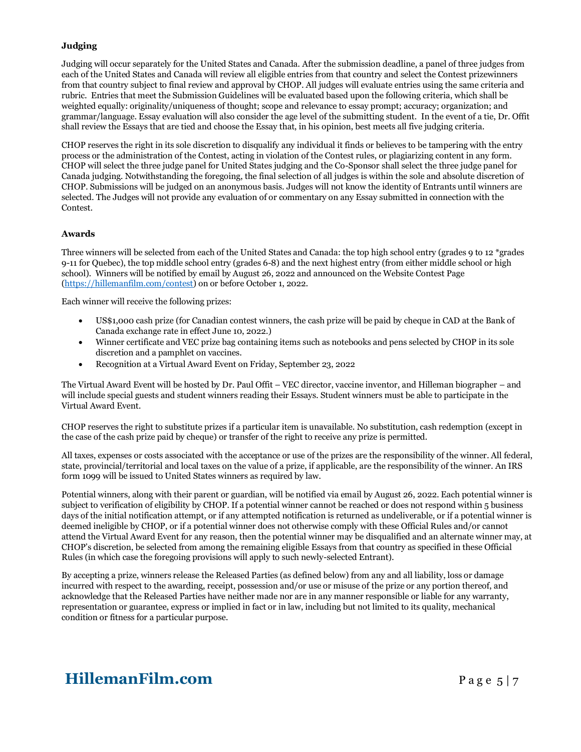### Judging

Judging will occur separately for the United States and Canada. After the submission deadline, a panel of three judges from each of the United States and Canada will review all eligible entries from that country and select the Contest prizewinners from that country subject to final review and approval by CHOP. All judges will evaluate entries using the same criteria and rubric. Entries that meet the Submission Guidelines will be evaluated based upon the following criteria, which shall be weighted equally: originality/uniqueness of thought; scope and relevance to essay prompt; accuracy; organization; and grammar/language. Essay evaluation will also consider the age level of the submitting student. In the event of a tie, Dr. Offit shall review the Essays that are tied and choose the Essay that, in his opinion, best meets all five judging criteria.

CHOP reserves the right in its sole discretion to disqualify any individual it finds or believes to be tampering with the entry process or the administration of the Contest, acting in violation of the Contest rules, or plagiarizing content in any form. CHOP will select the three judge panel for United States judging and the Co-Sponsor shall select the three judge panel for Canada judging. Notwithstanding the foregoing, the final selection of all judges is within the sole and absolute discretion of CHOP. Submissions will be judged on an anonymous basis. Judges will not know the identity of Entrants until winners are selected. The Judges will not provide any evaluation of or commentary on any Essay submitted in connection with the Contest.

### Awards

Three winners will be selected from each of the United States and Canada: the top high school entry (grades 9 to 12 *grades 9-11 for Quebec), the top middle school entry (grades 6-8) and the next highest entry (from either middle school or high school). Winners will be notified by email by August 26, 2022 and announced on the Website Contest Page (https://hillemanfilm.com/contest) on or before October 1, 2022.

Each winner will receive the following prizes:

- US$1,000 cash prize (for Canadian contest winners, the cash prize will be paid by cheque in CAD at the Bank of Canada exchange rate in effect June 10, 2022.)
- Winner certificate and VEC prize bag containing items such as notebooks and pens selected by CHOP in its sole discretion and a pamphlet on vaccines.
- Recognition at a Virtual Award Event on Friday, September 23, 2022

The Virtual Award Event will be hosted by Dr. Paul Offit – VEC director, vaccine inventor, and Hilleman biographer – and will include special guests and student winners reading their Essays. Student winners must be able to participate in the Virtual Award Event.

CHOP reserves the right to substitute prizes if a particular item is unavailable. No substitution, cash redemption (except in the case of the cash prize paid by cheque) or transfer of the right to receive any prize is permitted.

All taxes, expenses or costs associated with the acceptance or use of the prizes are the responsibility of the winner. All federal, state, provincial/territorial and local taxes on the value of a prize, if applicable, are the responsibility of the winner. An IRS form 1099 will be issued to United States winners as required by law.

Potential winners, along with their parent or guardian, will be notified via email by August 26, 2022. Each potential winner is subject to verification of eligibility by CHOP. If a potential winner cannot be reached or does not respond within 5 business days of the initial notification attempt, or if any attempted notification is returned as undeliverable, or if a potential winner is deemed ineligible by CHOP, or if a potential winner does not otherwise comply with these Official Rules and/or cannot attend the Virtual Award Event for any reason, then the potential winner may be disqualified and an alternate winner may, at CHOP's discretion, be selected from among the remaining eligible Essays from that country as specified in these Official Rules (in which case the foregoing provisions will apply to such newly-selected Entrant).

By accepting a prize, winners release the Released Parties (as defined below) from any and all liability, loss or damage incurred with respect to the awarding, receipt, possession and/or use or misuse of the prize or any portion thereof, and acknowledge that the Released Parties have neither made nor are in any manner responsible or liable for any warranty, representation or guarantee, express or implied in fact or in law, including but not limited to its quality, mechanical condition or fitness for a particular purpose.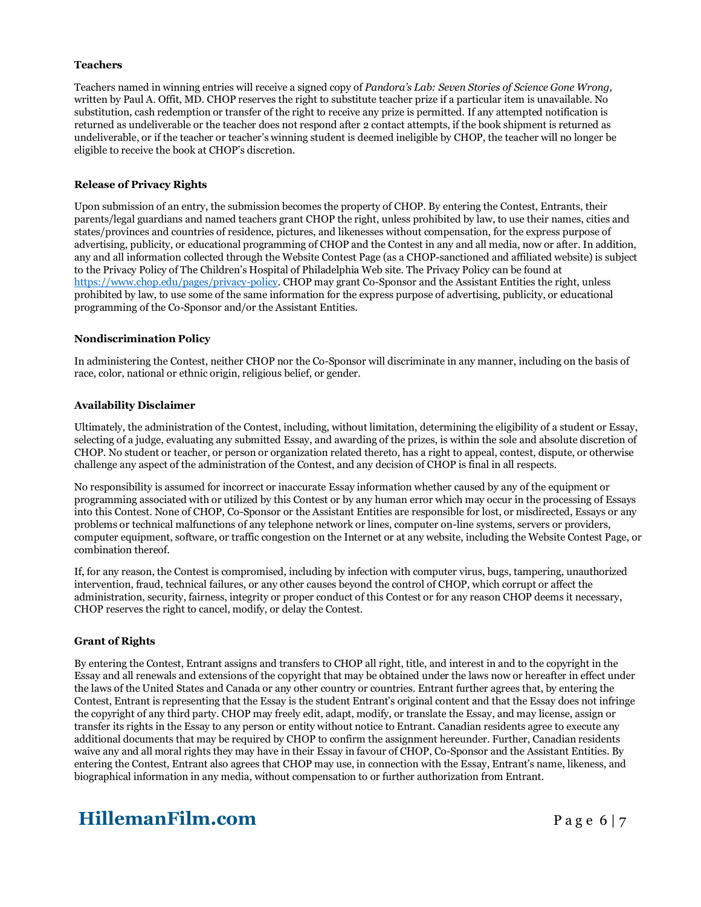**Teachers**

Teachers named in winning entries will receive a signed copy of *Pandora's Lab: Seven Stories of Science Gone Wrong,* written by Paul A. Offit, MD. CHOP reserves the right to substitute teacher prize if a particular item is unavailable. No substitution, cash redemption or transfer of the right to receive any prize is permitted. If any attempted notification is returned as undeliverable or the teacher does not respond after 2 contact attempts, if the book shipment is returned as undeliverable, or if the teacher or teacher's winning student is deemed ineligible by CHOP, the teacher will no longer be eligible to receive the book at CHOP's discretion.

**Release of Privacy Rights**

Upon submission of an entry, the submission becomes the property of CHOP. By entering the Contest, Entrants, their parents/legal guardians and named teachers grant CHOP the right, unless prohibited by law, to use their names, cities and states/provinces and countries of residence, pictures, and likenesses without compensation, for the express purpose of advertising, publicity, or educational programming of CHOP and the Contest in any and all media, now or after. In addition, any and all information collected through the Website Contest Page (as a CHOP-sanctioned and affiliated website) is subject to the Privacy Policy of The Children's Hospital of Philadelphia Web site. The Privacy Policy can be found at https://www.chop.edu/pages/privacy-policy. CHOP may grant Co-Sponsor and the Assistant Entities the right, unless prohibited by law, to use some of the same information for the express purpose of advertising, publicity, or educational programming of the Co-Sponsor and/or the Assistant Entities.

**Nondiscrimination Policy**

In administering the Contest, neither CHOP nor the Co-Sponsor will discriminate in any manner, including on the basis of race, color, national or ethnic origin, religious belief, or gender.

**Availability Disclaimer**

Ultimately, the administration of the Contest, including, without limitation, determining the eligibility of a student or Essay, selecting of a judge, evaluating any submitted Essay, and awarding of the prizes, is within the sole and absolute discretion of CHOP. No student or teacher, or person or organization related thereto, has a right to appeal, contest, dispute, or otherwise challenge any aspect of the administration of the Contest, and any decision of CHOP is final in all respects.

No responsibility is assumed for incorrect or inaccurate Essay information whether caused by any of the equipment or programming associated with or utilized by this Contest or by any human error which may occur in the processing of Essays into this Contest. None of CHOP, Co-Sponsor or the Assistant Entities are responsible for lost, or misdirected, Essays or any problems or technical malfunctions of any telephone network or lines, computer on-line systems, servers or providers, computer equipment, software, or traffic congestion on the Internet or at any website, including the Website Contest Page, or combination thereof.

If, for any reason, the Contest is compromised, including by infection with computer virus, bugs, tampering, unauthorized intervention, fraud, technical failures, or any other causes beyond the control of CHOP, which corrupt or affect the administration, security, fairness, integrity or proper conduct of this Contest or for any reason CHOP deems it necessary, CHOP reserves the right to cancel, modify, or delay the Contest.

**Grant of Rights**

By entering the Contest, Entrant assigns and transfers to CHOP all right, title, and interest in and to the copyright in the Essay and all renewals and extensions of the copyright that may be obtained under the laws now or hereafter in effect under the laws of the United States and Canada or any other country or countries. Entrant further agrees that, by entering the Contest, Entrant is representing that the Essay is the student Entrant's original content and that the Essay does not infringe the copyright of any third party. CHOP may freely edit, adapt, modify, or translate the Essay, and may license, assign or transfer its rights in the Essay to any person or entity without notice to Entrant. Canadian residents agree to execute any additional documents that may be required by CHOP to confirm the assignment hereunder. Further, Canadian residents waive any and all moral rights they may have in their Essay in favour of CHOP, Co-Sponsor and the Assistant Entities. By entering the Contest, Entrant also agrees that CHOP may use, in connection with the Essay, Entrant's name, likeness, and biographical information in any media, without compensation to or further authorization from Entrant.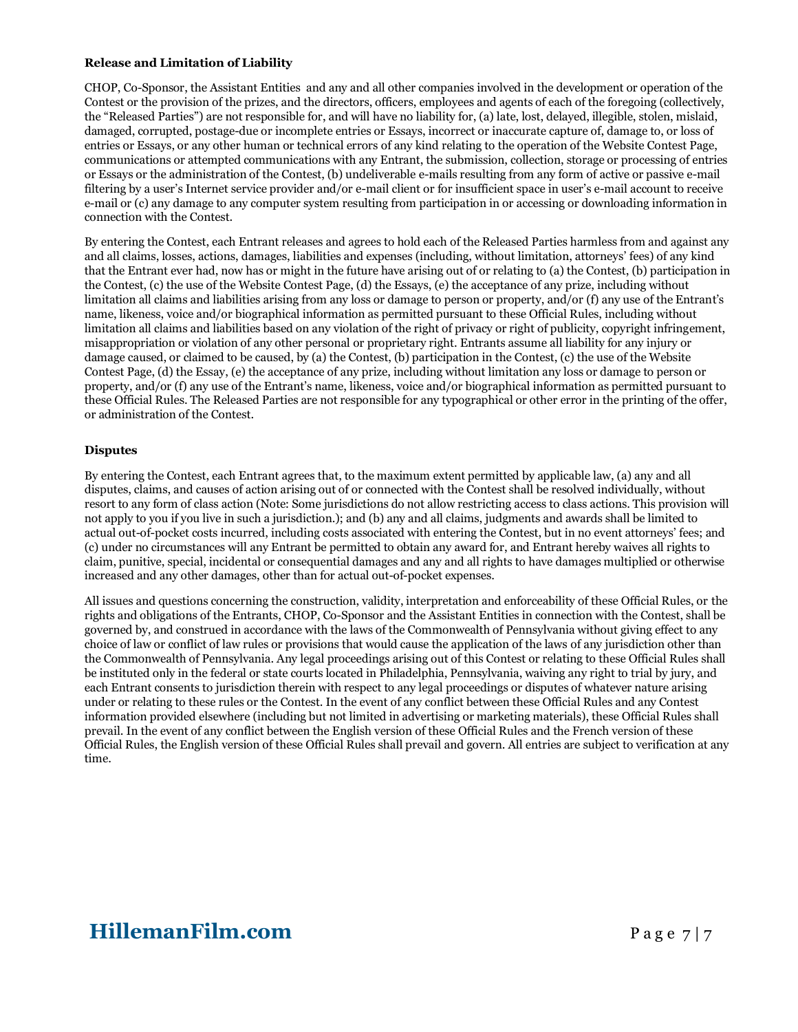**Release and Limitation of Liability**

CHOP, Co-Sponsor, the Assistant Entities and any and all other companies involved in the development or operation of the Contest or the provision of the prizes, and the directors, officers, employees and agents of each of the foregoing (collectively, the "Released Parties") are not responsible for, and will have no liability for, (a) late, lost, delayed, illegible, stolen, mislaid, damaged, corrupted, postage-due or incomplete entries or Essays, incorrect or inaccurate capture of, damage to, or loss of entries or Essays, or any other human or technical errors of any kind relating to the operation of the Website Contest Page, communications or attempted communications with any Entrant, the submission, collection, storage or processing of entries or Essays or the administration of the Contest, (b) undeliverable e-mails resulting from any form of active or passive e-mail filtering by a user's Internet service provider and/or e-mail client or for insufficient space in user's e-mail account to receive e-mail or (c) any damage to any computer system resulting from participation in or accessing or downloading information in connection with the Contest.

By entering the Contest, each Entrant releases and agrees to hold each of the Released Parties harmless from and against any and all claims, losses, actions, damages, liabilities and expenses (including, without limitation, attorneys' fees) of any kind that the Entrant ever had, now has or might in the future have arising out of or relating to (a) the Contest, (b) participation in the Contest, (c) the use of the Website Contest Page, (d) the Essays, (e) the acceptance of any prize, including without limitation all claims and liabilities arising from any loss or damage to person or property, and/or (f) any use of the Entrant's name, likeness, voice and/or biographical information as permitted pursuant to these Official Rules, including without limitation all claims and liabilities based on any violation of the right of privacy or right of publicity, copyright infringement, misappropriation or violation of any other personal or proprietary right. Entrants assume all liability for any injury or damage caused, or claimed to be caused, by (a) the Contest, (b) participation in the Contest, (c) the use of the Website Contest Page, (d) the Essay, (e) the acceptance of any prize, including without limitation any loss or damage to person or property, and/or (f) any use of the Entrant's name, likeness, voice and/or biographical information as permitted pursuant to these Official Rules. The Released Parties are not responsible for any typographical or other error in the printing of the offer, or administration of the Contest.

**Disputes**

By entering the Contest, each Entrant agrees that, to the maximum extent permitted by applicable law, (a) any and all disputes, claims, and causes of action arising out of or connected with the Contest shall be resolved individually, without resort to any form of class action (Note: Some jurisdictions do not allow restricting access to class actions. This provision will not apply to you if you live in such a jurisdiction.); and (b) any and all claims, judgments and awards shall be limited to actual out-of-pocket costs incurred, including costs associated with entering the Contest, but in no event attorneys' fees; and (c) under no circumstances will any Entrant be permitted to obtain any award for, and Entrant hereby waives all rights to claim, punitive, special, incidental or consequential damages and any and all rights to have damages multiplied or otherwise increased and any other damages, other than for actual out-of-pocket expenses.

All issues and questions concerning the construction, validity, interpretation and enforceability of these Official Rules, or the rights and obligations of the Entrants, CHOP, Co-Sponsor and the Assistant Entities in connection with the Contest, shall be governed by, and construed in accordance with the laws of the Commonwealth of Pennsylvania without giving effect to any choice of law or conflict of law rules or provisions that would cause the application of the laws of any jurisdiction other than the Commonwealth of Pennsylvania. Any legal proceedings arising out of this Contest or relating to these Official Rules shall be instituted only in the federal or state courts located in Philadelphia, Pennsylvania, waiving any right to trial by jury, and each Entrant consents to jurisdiction therein with respect to any legal proceedings or disputes of whatever nature arising under or relating to these rules or the Contest. In the event of any conflict between these Official Rules and any Contest information provided elsewhere (including but not limited in advertising or marketing materials), these Official Rules shall prevail. In the event of any conflict between the English version of these Official Rules and the French version of these Official Rules, the English version of these Official Rules shall prevail and govern. All entries are subject to verification at any time.